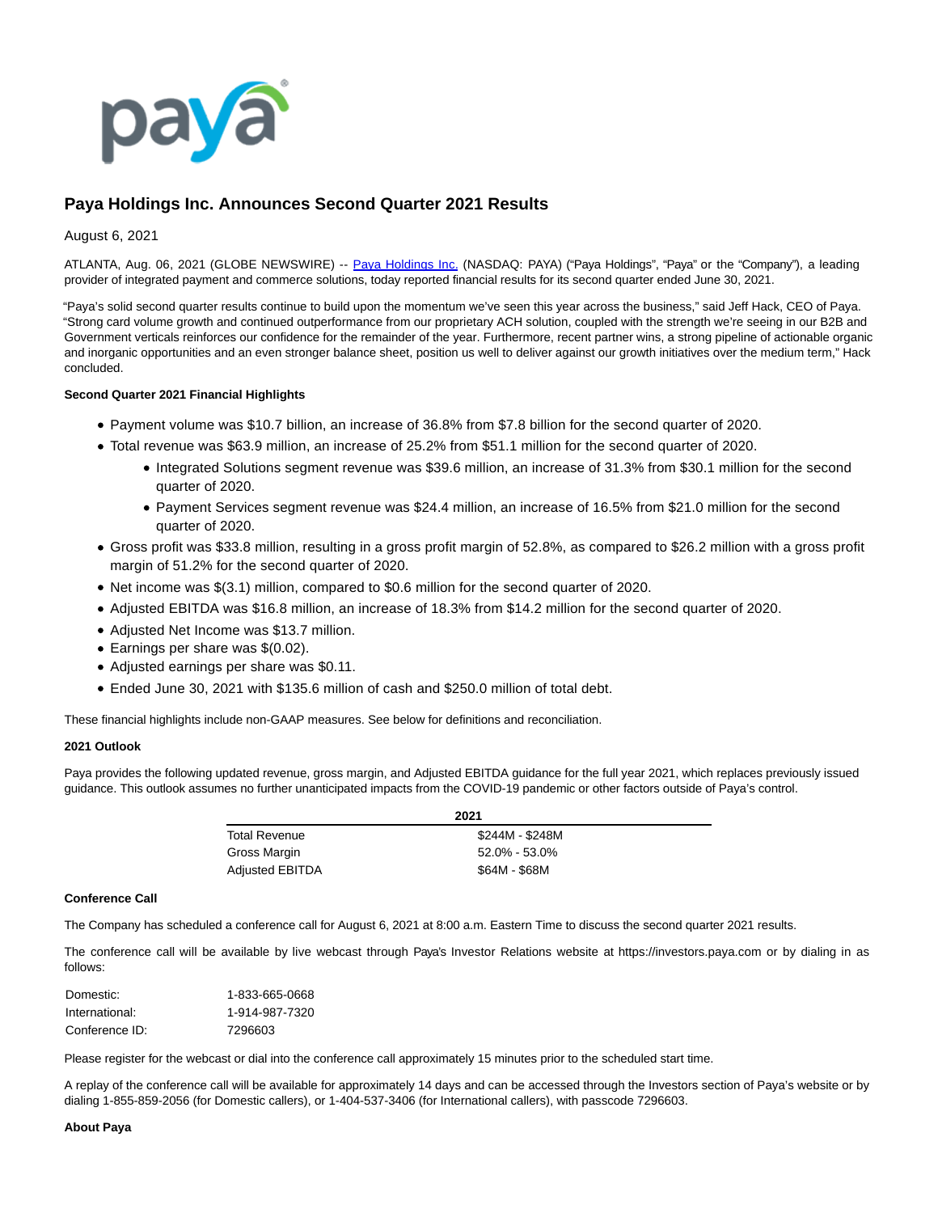# Paya Holdings Inc. Announces Second Quarter 2021 Results

August 6, 2021

ATLANTA, Aug. 06, 2021 (GLOBE NEWSWIRE) -- Paya Holdings Inc. (NASDAQ: PAYA) ("Paya Holdings", "Paya" or the "Company"), a leading provider of integrated payment and commerce solutions, today reported financial results for its second quarter ended June 30, 2021.

"Paya's solid second quarter results continue to build upon the momentum we've seen this year across the business," said Jeff Hack, CEO of Paya. "Strong card volume growth and continued outperformance from our proprietary ACH solution, coupled with the strength we're seeing in our B2B and Government verticals reinforces our confidence for the remainder of the year. Furthermore, recent partner wins, a strong pipeline of actionable organic and inorganic opportunities and an even stronger balance sheet, position us well to deliver against our growth initiatives over the medium term," Hack concluded.

**Second Quarter 2021 Financial Highlights**

- Payment volume was $10.7 billion, an increase of 36.8% from $7.8 billion for the second quarter of 2020.
- Total revenue was $63.9 million, an increase of 25.2% from $51.1 million for the second quarter of 2020.
  - Integrated Solutions segment revenue was $39.6 million, an increase of 31.3% from $30.1 million for the second quarter of 2020.
  - Payment Services segment revenue was $24.4 million, an increase of 16.5% from $21.0 million for the second quarter of 2020.
- Gross profit was $33.8 million, resulting in a gross profit margin of 52.8%, as compared to $26.2 million with a gross profit margin of 51.2% for the second quarter of 2020.
- Net income was $(3.1) million, compared to $0.6 million for the second quarter of 2020.
- Adjusted EBITDA was $16.8 million, an increase of 18.3% from $14.2 million for the second quarter of 2020.
- Adjusted Net Income was $13.7 million.
- Earnings per share was $(0.02).
- Adjusted earnings per share was $0.11.
- Ended June 30, 2021 with $135.6 million of cash and $250.0 million of total debt.

These financial highlights include non-GAAP measures. See below for definitions and reconciliation.

**2021 Outlook**

Paya provides the following updated revenue, gross margin, and Adjusted EBITDA guidance for the full year 2021, which replaces previously issued guidance. This outlook assumes no further unanticipated impacts from the COVID-19 pandemic or other factors outside of Paya's control.

| | 2021 |
|---|---|
| Total Revenue | $244M - $248M |
| Gross Margin | 52.0% - 53.0% |
| Adjusted EBITDA | $64M - $68M |

**Conference Call**

The Company has scheduled a conference call for August 6, 2021 at 8:00 a.m. Eastern Time to discuss the second quarter 2021 results.

The conference call will be available by live webcast through Paya's Investor Relations website at https://investors.paya.com or by dialing in as follows:

| | |
|---|---|
| Domestic: | 1-833-665-0668 |
| International: | 1-914-987-7320 |
| Conference ID: | 7296603 |

Please register for the webcast or dial into the conference call approximately 15 minutes prior to the scheduled start time.

A replay of the conference call will be available for approximately 14 days and can be accessed through the Investors section of Paya's website or by dialing 1-855-859-2056 (for Domestic callers), or 1-404-537-3406 (for International callers), with passcode 7296603.

**About Paya**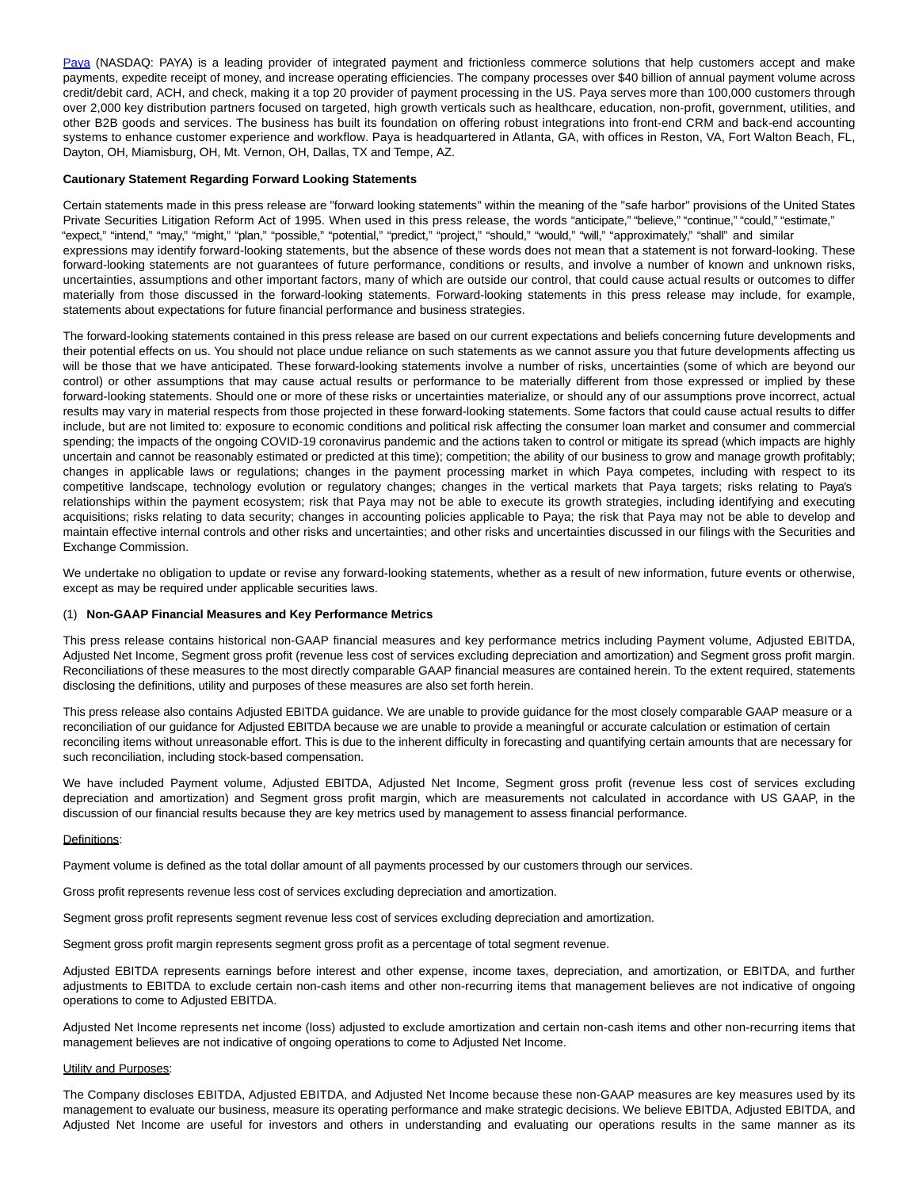[Paya](#) (NASDAQ: PAYA) is a leading provider of integrated payment and frictionless commerce solutions that help customers accept and make payments, expedite receipt of money, and increase operating efficiencies. The company processes over $40 billion of annual payment volume across credit/debit card, ACH, and check, making it a top 20 provider of payment processing in the US. Paya serves more than 100,000 customers through over 2,000 key distribution partners focused on targeted, high growth verticals such as healthcare, education, non-profit, government, utilities, and other B2B goods and services. The business has built its foundation on offering robust integrations into front-end CRM and back-end accounting systems to enhance customer experience and workflow. Paya is headquartered in Atlanta, GA, with offices in Reston, VA, Fort Walton Beach, FL, Dayton, OH, Miamisburg, OH, Mt. Vernon, OH, Dallas, TX and Tempe, AZ.

**Cautionary Statement Regarding Forward Looking Statements**

Certain statements made in this press release are "forward looking statements" within the meaning of the "safe harbor" provisions of the United States Private Securities Litigation Reform Act of 1995. When used in this press release, the words "anticipate," "believe," "continue," "could," "estimate," "expect," "intend," "may," "might," "plan," "possible," "potential," "predict," "project," "should," "would," "will," "approximately," "shall" and similar expressions may identify forward-looking statements, but the absence of these words does not mean that a statement is not forward-looking. These forward-looking statements are not guarantees of future performance, conditions or results, and involve a number of known and unknown risks, uncertainties, assumptions and other important factors, many of which are outside our control, that could cause actual results or outcomes to differ materially from those discussed in the forward-looking statements. Forward-looking statements in this press release may include, for example, statements about expectations for future financial performance and business strategies.

The forward-looking statements contained in this press release are based on our current expectations and beliefs concerning future developments and their potential effects on us. You should not place undue reliance on such statements as we cannot assure you that future developments affecting us will be those that we have anticipated. These forward-looking statements involve a number of risks, uncertainties (some of which are beyond our control) or other assumptions that may cause actual results or performance to be materially different from those expressed or implied by these forward-looking statements. Should one or more of these risks or uncertainties materialize, or should any of our assumptions prove incorrect, actual results may vary in material respects from those projected in these forward-looking statements. Some factors that could cause actual results to differ include, but are not limited to: exposure to economic conditions and political risk affecting the consumer loan market and consumer and commercial spending; the impacts of the ongoing COVID-19 coronavirus pandemic and the actions taken to control or mitigate its spread (which impacts are highly uncertain and cannot be reasonably estimated or predicted at this time); competition; the ability of our business to grow and manage growth profitably; changes in applicable laws or regulations; changes in the payment processing market in which Paya competes, including with respect to its competitive landscape, technology evolution or regulatory changes; changes in the vertical markets that Paya targets; risks relating to Paya's relationships within the payment ecosystem; risk that Paya may not be able to execute its growth strategies, including identifying and executing acquisitions; risks relating to data security; changes in accounting policies applicable to Paya; the risk that Paya may not be able to develop and maintain effective internal controls and other risks and uncertainties; and other risks and uncertainties discussed in our filings with the Securities and Exchange Commission.

We undertake no obligation to update or revise any forward-looking statements, whether as a result of new information, future events or otherwise, except as may be required under applicable securities laws.

(1) **Non-GAAP Financial Measures and Key Performance Metrics**

This press release contains historical non-GAAP financial measures and key performance metrics including Payment volume, Adjusted EBITDA, Adjusted Net Income, Segment gross profit (revenue less cost of services excluding depreciation and amortization) and Segment gross profit margin. Reconciliations of these measures to the most directly comparable GAAP financial measures are contained herein. To the extent required, statements disclosing the definitions, utility and purposes of these measures are also set forth herein.

This press release also contains Adjusted EBITDA guidance. We are unable to provide guidance for the most closely comparable GAAP measure or a reconciliation of our guidance for Adjusted EBITDA because we are unable to provide a meaningful or accurate calculation or estimation of certain reconciling items without unreasonable effort. This is due to the inherent difficulty in forecasting and quantifying certain amounts that are necessary for such reconciliation, including stock-based compensation.

We have included Payment volume, Adjusted EBITDA, Adjusted Net Income, Segment gross profit (revenue less cost of services excluding depreciation and amortization) and Segment gross profit margin, which are measurements not calculated in accordance with US GAAP, in the discussion of our financial results because they are key metrics used by management to assess financial performance.

Definitions:

Payment volume is defined as the total dollar amount of all payments processed by our customers through our services.

Gross profit represents revenue less cost of services excluding depreciation and amortization.

Segment gross profit represents segment revenue less cost of services excluding depreciation and amortization.

Segment gross profit margin represents segment gross profit as a percentage of total segment revenue.

Adjusted EBITDA represents earnings before interest and other expense, income taxes, depreciation, and amortization, or EBITDA, and further adjustments to EBITDA to exclude certain non-cash items and other non-recurring items that management believes are not indicative of ongoing operations to come to Adjusted EBITDA.

Adjusted Net Income represents net income (loss) adjusted to exclude amortization and certain non-cash items and other non-recurring items that management believes are not indicative of ongoing operations to come to Adjusted Net Income.

Utility and Purposes:

The Company discloses EBITDA, Adjusted EBITDA, and Adjusted Net Income because these non-GAAP measures are key measures used by its management to evaluate our business, measure its operating performance and make strategic decisions. We believe EBITDA, Adjusted EBITDA, and Adjusted Net Income are useful for investors and others in understanding and evaluating our operations results in the same manner as its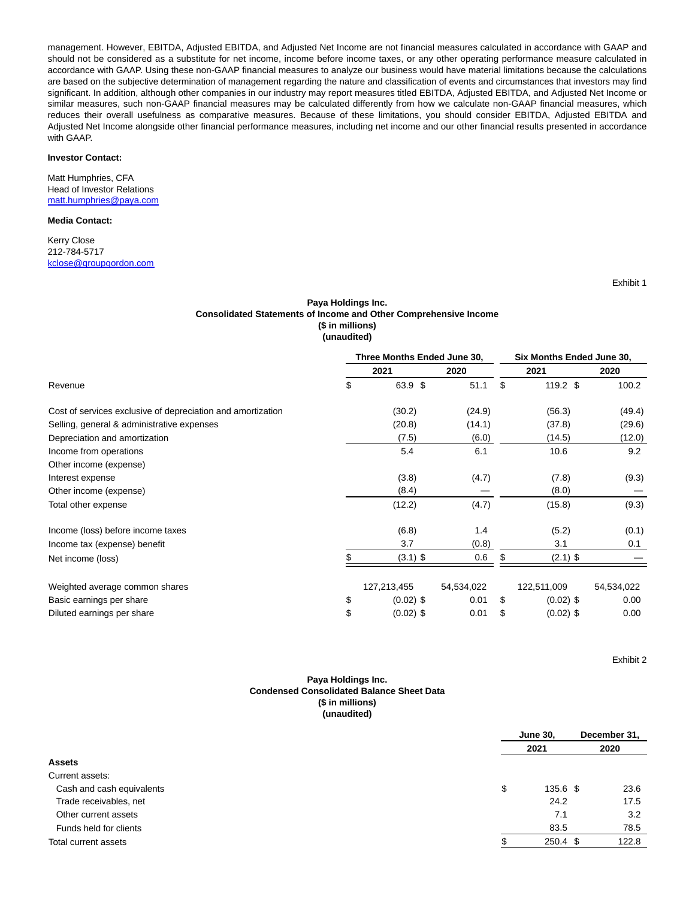management. However, EBITDA, Adjusted EBITDA, and Adjusted Net Income are not financial measures calculated in accordance with GAAP and should not be considered as a substitute for net income, income before income taxes, or any other operating performance measure calculated in accordance with GAAP. Using these non-GAAP financial measures to analyze our business would have material limitations because the calculations are based on the subjective determination of management regarding the nature and classification of events and circumstances that investors may find significant. In addition, although other companies in our industry may report measures titled EBITDA, Adjusted EBITDA, and Adjusted Net Income or similar measures, such non-GAAP financial measures may be calculated differently from how we calculate non-GAAP financial measures, which reduces their overall usefulness as comparative measures. Because of these limitations, you should consider EBITDA, Adjusted EBITDA and Adjusted Net Income alongside other financial performance measures, including net income and our other financial results presented in accordance with GAAP.

**Investor Contact:**

Matt Humphries, CFA
Head of Investor Relations
matt.humphries@paya.com

**Media Contact:**

Kerry Close
212-784-5717
kclose@groupgordon.com

Exhibit 1

**Paya Holdings Inc.**
**Consolidated Statements of Income and Other Comprehensive Income**
**($ in millions)**
**(unaudited)**

| | Three Months Ended June 30, | | Six Months Ended June 30, | |
|---|---|---|---|---|
| | 2021 | 2020 | 2021 | 2020 |
| Revenue | $ 63.9 | $ 51.1 | $ 119.2 | $ 100.2 |
| Cost of services exclusive of depreciation and amortization | (30.2) | (24.9) | (56.3) | (49.4) |
| Selling, general & administrative expenses | (20.8) | (14.1) | (37.8) | (29.6) |
| Depreciation and amortization | (7.5) | (6.0) | (14.5) | (12.0) |
| Income from operations | 5.4 | 6.1 | 10.6 | 9.2 |
| Other income (expense) | | | | |
| Interest expense | (3.8) | (4.7) | (7.8) | (9.3) |
| Other income (expense) | (8.4) | — | (8.0) | — |
| Total other expense | (12.2) | (4.7) | (15.8) | (9.3) |
| Income (loss) before income taxes | (6.8) | 1.4 | (5.2) | (0.1) |
| Income tax (expense) benefit | 3.7 | (0.8) | 3.1 | 0.1 |
| Net income (loss) | $ (3.1) | $ 0.6 | $ (2.1) | $ — |
| Weighted average common shares | 127,213,455 | 54,534,022 | 122,511,009 | 54,534,022 |
| Basic earnings per share | $ (0.02) | $ 0.01 | $ (0.02) | $ 0.00 |
| Diluted earnings per share | $ (0.02) | $ 0.01 | $ (0.02) | $ 0.00 |

Exhibit 2

**Paya Holdings Inc.**
**Condensed Consolidated Balance Sheet Data**
**($ in millions)**
**(unaudited)**

| | June 30, 2021 | December 31, 2020 |
|---|---|---|
| **Assets** | | |
| Current assets: | | |
| Cash and cash equivalents | $ 135.6 | $ 23.6 |
| Trade receivables, net | 24.2 | 17.5 |
| Other current assets | 7.1 | 3.2 |
| Funds held for clients | 83.5 | 78.5 |
| Total current assets | $ 250.4 | $ 122.8 |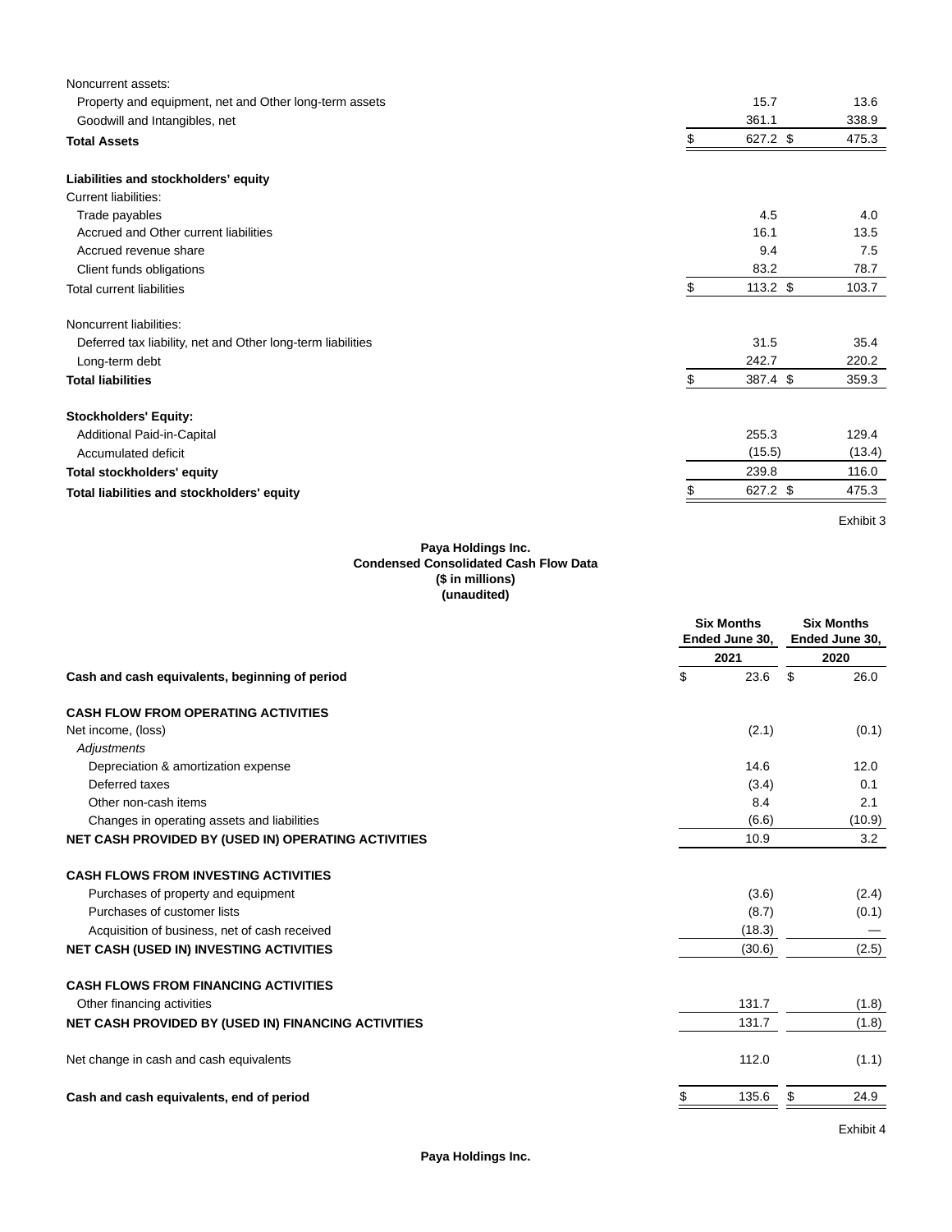| | | |
|---|---|---|
| Noncurrent assets: | | |
| Property and equipment, net and Other long-term assets | 15.7 | 13.6 |
| Goodwill and Intangibles, net | 361.1 | 338.9 |
| **Total Assets** | $ 627.2 | $ 475.3 |
| | | |
| **Liabilities and stockholders' equity** | | |
| Current liabilities: | | |
| Trade payables | 4.5 | 4.0 |
| Accrued and Other current liabilities | 16.1 | 13.5 |
| Accrued revenue share | 9.4 | 7.5 |
| Client funds obligations | 83.2 | 78.7 |
| Total current liabilities | $ 113.2 | $ 103.7 |
| | | |
| Noncurrent liabilities: | | |
| Deferred tax liability, net and Other long-term liabilities | 31.5 | 35.4 |
| Long-term debt | 242.7 | 220.2 |
| **Total liabilities** | $ 387.4 | $ 359.3 |
| | | |
| **Stockholders' Equity:** | | |
| Additional Paid-in-Capital | 255.3 | 129.4 |
| Accumulated deficit | (15.5) | (13.4) |
| **Total stockholders' equity** | 239.8 | 116.0 |
| **Total liabilities and stockholders' equity** | $ 627.2 | $ 475.3 |

Exhibit 3

**Paya Holdings Inc.**
**Condensed Consolidated Cash Flow Data**
**($ in millions)**
**(unaudited)**

| | Six Months Ended June 30, | Six Months Ended June 30, |
|---|---|---|
| | 2021 | 2020 |
| **Cash and cash equivalents, beginning of period** | $ 23.6 | $ 26.0 |
| | | |
| **CASH FLOW FROM OPERATING ACTIVITIES** | | |
| Net income, (loss) | (2.1) | (0.1) |
| *Adjustments* | | |
| Depreciation & amortization expense | 14.6 | 12.0 |
| Deferred taxes | (3.4) | 0.1 |
| Other non-cash items | 8.4 | 2.1 |
| Changes in operating assets and liabilities | (6.6) | (10.9) |
| **NET CASH PROVIDED BY (USED IN) OPERATING ACTIVITIES** | 10.9 | 3.2 |
| | | |
| **CASH FLOWS FROM INVESTING ACTIVITIES** | | |
| Purchases of property and equipment | (3.6) | (2.4) |
| Purchases of customer lists | (8.7) | (0.1) |
| Acquisition of business, net of cash received | (18.3) | — |
| **NET CASH (USED IN) INVESTING ACTIVITIES** | (30.6) | (2.5) |
| | | |
| **CASH FLOWS FROM FINANCING ACTIVITIES** | | |
| Other financing activities | 131.7 | (1.8) |
| **NET CASH PROVIDED BY (USED IN) FINANCING ACTIVITIES** | 131.7 | (1.8) |
| | | |
| Net change in cash and cash equivalents | 112.0 | (1.1) |
| | | |
| **Cash and cash equivalents, end of period** | $ 135.6 | $ 24.9 |

Exhibit 4

**Paya Holdings Inc.**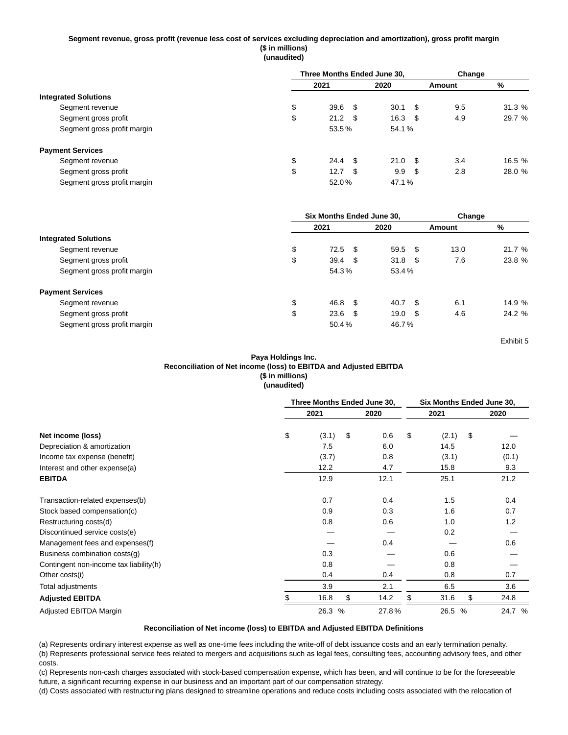**Segment revenue, gross profit (revenue less cost of services excluding depreciation and amortization), gross profit margin**
**($ in millions)**
**(unaudited)**

| | Three Months Ended June 30, | | Change | |
|---|---|---|---|---|
| | 2021 | 2020 | Amount | % |
| **Integrated Solutions** | | | | |
| Segment revenue | $ 39.6 | $ 30.1 | $ 9.5 | 31.3 % |
| Segment gross profit | $ 21.2 | $ 16.3 | $ 4.9 | 29.7 % |
| Segment gross profit margin | 53.5 % | 54.1 % | | |
| **Payment Services** | | | | |
| Segment revenue | $ 24.4 | $ 21.0 | $ 3.4 | 16.5 % |
| Segment gross profit | $ 12.7 | $ 9.9 | $ 2.8 | 28.0 % |
| Segment gross profit margin | 52.0 % | 47.1 % | | |

| | Six Months Ended June 30, | | Change | |
|---|---|---|---|---|
| | 2021 | 2020 | Amount | % |
| **Integrated Solutions** | | | | |
| Segment revenue | $ 72.5 | $ 59.5 | $ 13.0 | 21.7 % |
| Segment gross profit | $ 39.4 | $ 31.8 | $ 7.6 | 23.8 % |
| Segment gross profit margin | 54.3 % | 53.4 % | | |
| **Payment Services** | | | | |
| Segment revenue | $ 46.8 | $ 40.7 | $ 6.1 | 14.9 % |
| Segment gross profit | $ 23.6 | $ 19.0 | $ 4.6 | 24.2 % |
| Segment gross profit margin | 50.4 % | 46.7 % | | |

Exhibit 5

**Paya Holdings Inc.**
**Reconciliation of Net income (loss) to EBITDA and Adjusted EBITDA**
**($ in millions)**
**(unaudited)**

| | Three Months Ended June 30, | | Six Months Ended June 30, | |
|---|---|---|---|---|
| | 2021 | 2020 | 2021 | 2020 |
| **Net income (loss)** | $ (3.1) | $ 0.6 | $ (2.1) | $ — |
| Depreciation & amortization | 7.5 | 6.0 | 14.5 | 12.0 |
| Income tax expense (benefit) | (3.7) | 0.8 | (3.1) | (0.1) |
| Interest and other expense(a) | 12.2 | 4.7 | 15.8 | 9.3 |
| **EBITDA** | 12.9 | 12.1 | 25.1 | 21.2 |
| Transaction-related expenses(b) | 0.7 | 0.4 | 1.5 | 0.4 |
| Stock based compensation(c) | 0.9 | 0.3 | 1.6 | 0.7 |
| Restructuring costs(d) | 0.8 | 0.6 | 1.0 | 1.2 |
| Discontinued service costs(e) | — | — | 0.2 | — |
| Management fees and expenses(f) | — | 0.4 | — | 0.6 |
| Business combination costs(g) | 0.3 | — | 0.6 | — |
| Contingent non-income tax liability(h) | 0.8 | — | 0.8 | — |
| Other costs(i) | 0.4 | 0.4 | 0.8 | 0.7 |
| Total adjustments | 3.9 | 2.1 | 6.5 | 3.6 |
| **Adjusted EBITDA** | $ 16.8 | $ 14.2 | $ 31.6 | $ 24.8 |
| Adjusted EBITDA Margin | 26.3 % | 27.8 % | 26.5 % | 24.7 % |

**Reconciliation of Net income (loss) to EBITDA and Adjusted EBITDA Definitions**

(a) Represents ordinary interest expense as well as one-time fees including the write-off of debt issuance costs and an early termination penalty.
(b) Represents professional service fees related to mergers and acquisitions such as legal fees, consulting fees, accounting advisory fees, and other costs.
(c) Represents non-cash charges associated with stock-based compensation expense, which has been, and will continue to be for the foreseeable future, a significant recurring expense in our business and an important part of our compensation strategy.
(d) Costs associated with restructuring plans designed to streamline operations and reduce costs including costs associated with the relocation of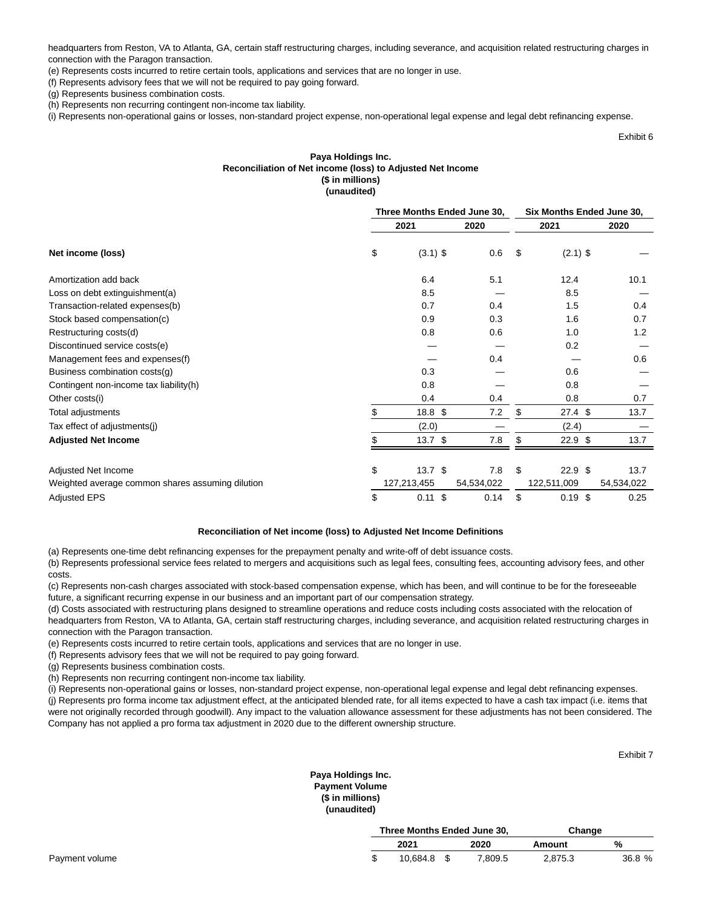headquarters from Reston, VA to Atlanta, GA, certain staff restructuring charges, including severance, and acquisition related restructuring charges in connection with the Paragon transaction.

(e) Represents costs incurred to retire certain tools, applications and services that are no longer in use.

(f) Represents advisory fees that we will not be required to pay going forward.

(g) Represents business combination costs.

(h) Represents non recurring contingent non-income tax liability.

(i) Represents non-operational gains or losses, non-standard project expense, non-operational legal expense and legal debt refinancing expense.

Exhibit 6

**Paya Holdings Inc.**
**Reconciliation of Net income (loss) to Adjusted Net Income**
**($ in millions)**
**(unaudited)**

| | Three Months Ended June 30, | | Six Months Ended June 30, | |
|---|---|---|---|---|
| | 2021 | 2020 | 2021 | 2020 |
| **Net income (loss)** | $ (3.1) | $ 0.6 | $ (2.1) | $ — |
| Amortization add back | 6.4 | 5.1 | 12.4 | 10.1 |
| Loss on debt extinguishment(a) | 8.5 | — | 8.5 | — |
| Transaction-related expenses(b) | 0.7 | 0.4 | 1.5 | 0.4 |
| Stock based compensation(c) | 0.9 | 0.3 | 1.6 | 0.7 |
| Restructuring costs(d) | 0.8 | 0.6 | 1.0 | 1.2 |
| Discontinued service costs(e) | — | — | 0.2 | — |
| Management fees and expenses(f) | — | 0.4 | — | 0.6 |
| Business combination costs(g) | 0.3 | — | 0.6 | — |
| Contingent non-income tax liability(h) | 0.8 | — | 0.8 | — |
| Other costs(i) | 0.4 | 0.4 | 0.8 | 0.7 |
| Total adjustments | $ 18.8 | $ 7.2 | $ 27.4 | $ 13.7 |
| Tax effect of adjustments(j) | (2.0) | — | (2.4) | — |
| **Adjusted Net Income** | $ 13.7 | $ 7.8 | $ 22.9 | $ 13.7 |
| | | | | |
| Adjusted Net Income | $ 13.7 | $ 7.8 | $ 22.9 | $ 13.7 |
| Weighted average common shares assuming dilution | 127,213,455 | 54,534,022 | 122,511,009 | 54,534,022 |
| Adjusted EPS | $ 0.11 | $ 0.14 | $ 0.19 | $ 0.25 |

**Reconciliation of Net income (loss) to Adjusted Net Income Definitions**

(a) Represents one-time debt refinancing expenses for the prepayment penalty and write-off of debt issuance costs.

(b) Represents professional service fees related to mergers and acquisitions such as legal fees, consulting fees, accounting advisory fees, and other costs.

(c) Represents non-cash charges associated with stock-based compensation expense, which has been, and will continue to be for the foreseeable future, a significant recurring expense in our business and an important part of our compensation strategy.

(d) Costs associated with restructuring plans designed to streamline operations and reduce costs including costs associated with the relocation of headquarters from Reston, VA to Atlanta, GA, certain staff restructuring charges, including severance, and acquisition related restructuring charges in connection with the Paragon transaction.

(e) Represents costs incurred to retire certain tools, applications and services that are no longer in use.

(f) Represents advisory fees that we will not be required to pay going forward.

(g) Represents business combination costs.

(h) Represents non recurring contingent non-income tax liability.

(i) Represents non-operational gains or losses, non-standard project expense, non-operational legal expense and legal debt refinancing expenses.

(j) Represents pro forma income tax adjustment effect, at the anticipated blended rate, for all items expected to have a cash tax impact (i.e. items that were not originally recorded through goodwill). Any impact to the valuation allowance assessment for these adjustments has not been considered. The Company has not applied a pro forma tax adjustment in 2020 due to the different ownership structure.

Exhibit 7

**Paya Holdings Inc.**
**Payment Volume**
**($ in millions)**
**(unaudited)**

| | Three Months Ended June 30, | | Change | |
|---|---|---|---|---|
| | 2021 | 2020 | Amount | % |
| Payment volume | $ 10,684.8 | $ 7,809.5 | 2,875.3 | 36.8 % |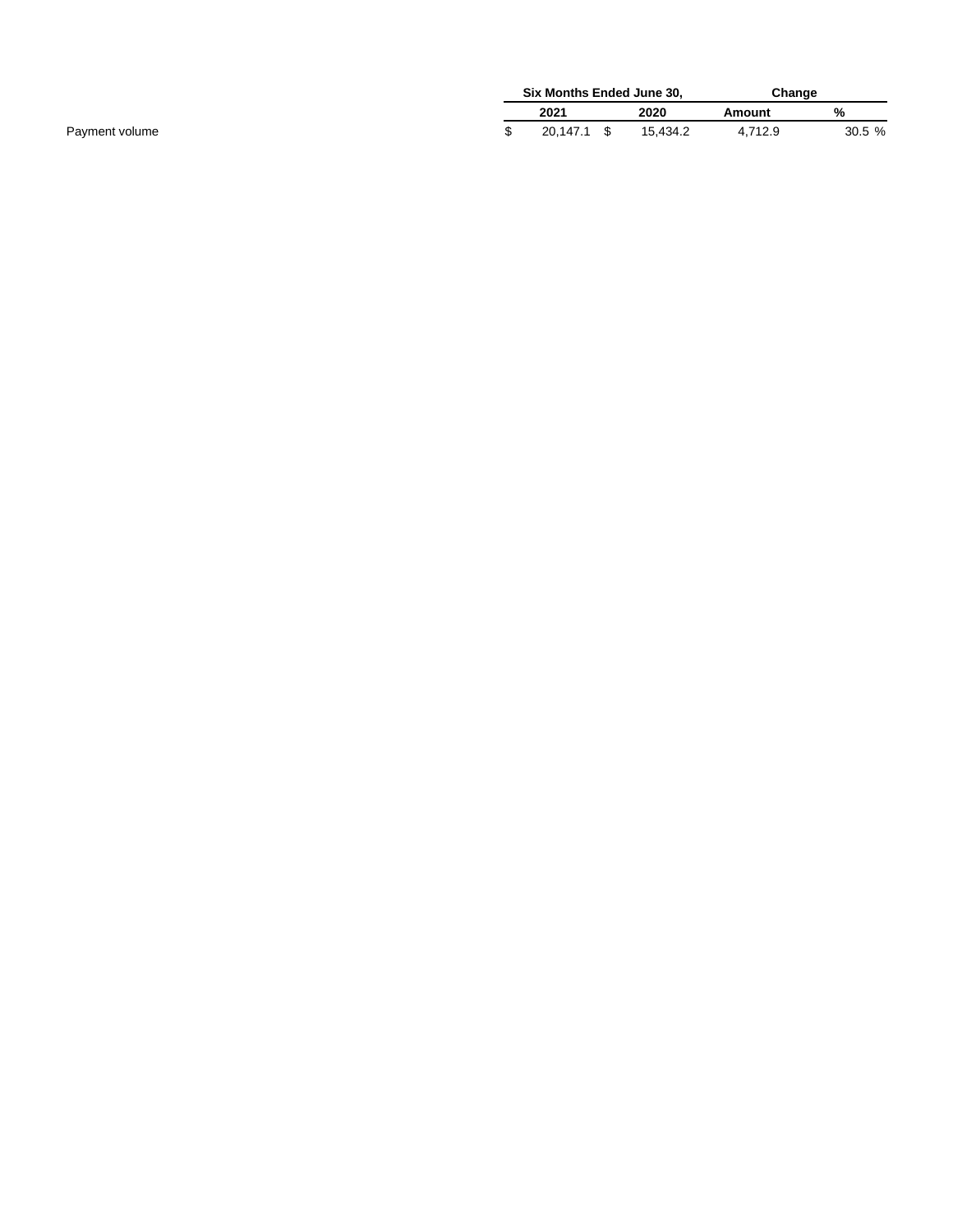| | Six Months Ended June 30, | | Change | |
|---|---|---|---|---|
| | 2021 | 2020 | Amount | % |
| Payment volume | $ 20,147.1 | $ 15,434.2 | 4,712.9 | 30.5 % |